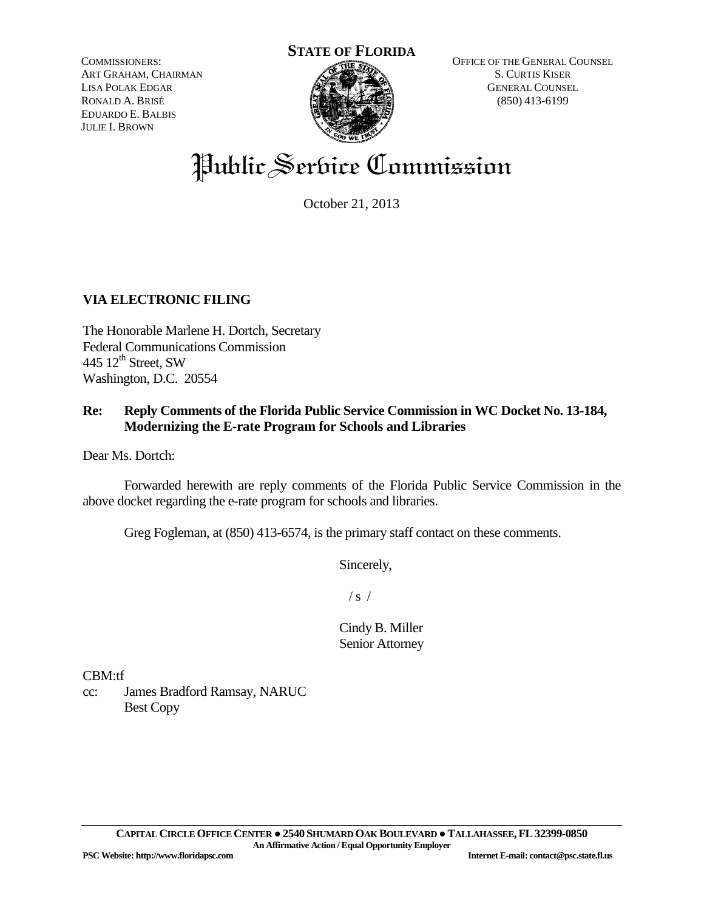**STATE OF FLORIDA**

COMMISSIONERS:
ART GRAHAM, CHAIRMAN
LISA POLAK EDGAR
RONALD A. BRISÉ
EDUARDO E. BALBIS
JULIE I. BROWN

OFFICE OF THE GENERAL COUNSEL
S. CURTIS KISER
GENERAL COUNSEL
(850) 413-6199

# Public Service Commission

October 21, 2013

**VIA ELECTRONIC FILING**

The Honorable Marlene H. Dortch, Secretary
Federal Communications Commission
445 12th Street, SW
Washington, D.C. 20554

**Re: Reply Comments of the Florida Public Service Commission in WC Docket No. 13-184, Modernizing the E-rate Program for Schools and Libraries**

Dear Ms. Dortch:

Forwarded herewith are reply comments of the Florida Public Service Commission in the above docket regarding the e-rate program for schools and libraries.

Greg Fogleman, at (850) 413-6574, is the primary staff contact on these comments.

Sincerely,

/ s /

Cindy B. Miller
Senior Attorney

CBM:tf
cc: James Bradford Ramsay, NARUC
Best Copy

CAPITAL CIRCLE OFFICE CENTER ● 2540 SHUMARD OAK BOULEVARD ● TALLAHASSEE, FL 32399-0850
An Affirmative Action / Equal Opportunity Employer
PSC Website: http://www.floridapsc.com Internet E-mail: contact@psc.state.fl.us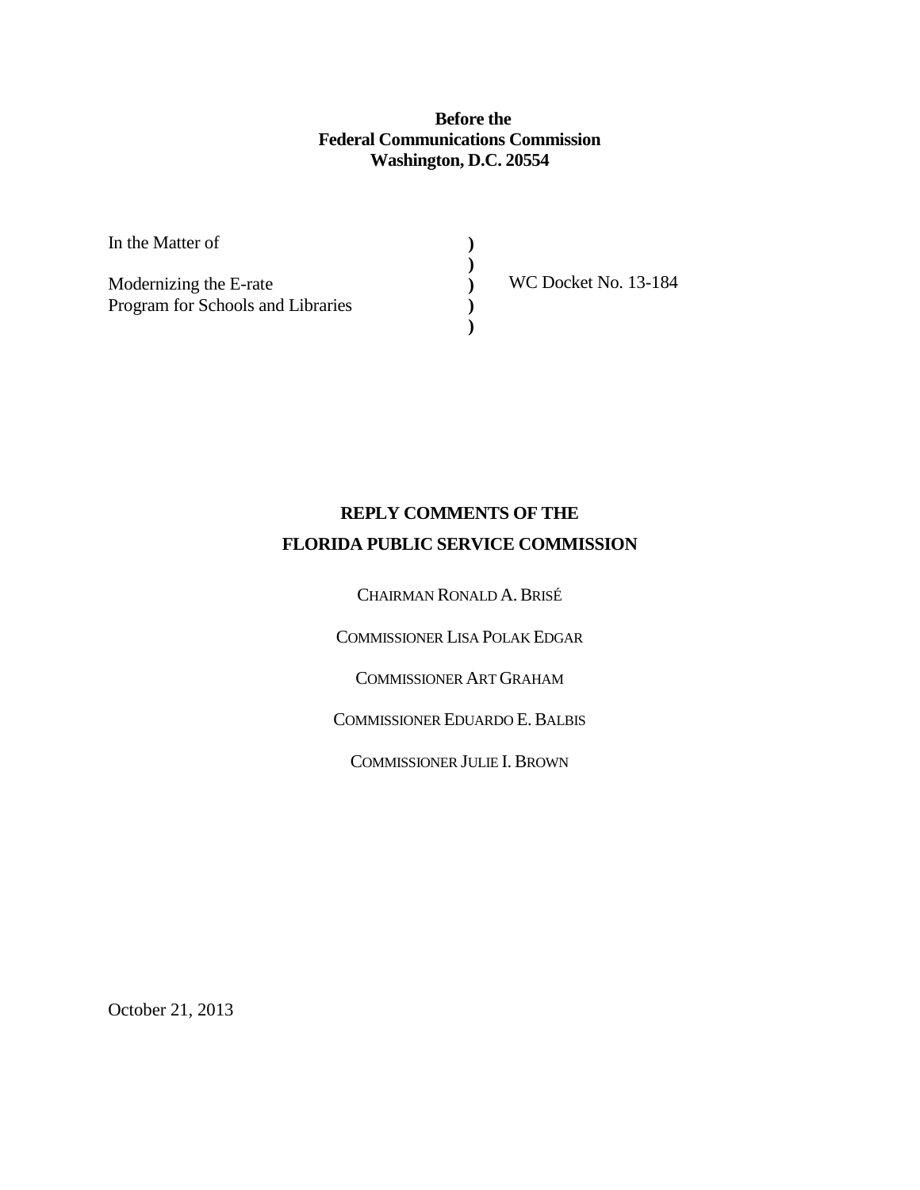**Before the**
**Federal Communications Commission**
**Washington, D.C. 20554**

| | | |
|---|---|---|
| In the Matter of | ) | |
| | ) | |
| Modernizing the E-rate | ) | WC Docket No. 13-184 |
| Program for Schools and Libraries | ) | |
| | ) | |

**REPLY COMMENTS OF THE**
**FLORIDA PUBLIC SERVICE COMMISSION**

CHAIRMAN RONALD A. BRISÉ

COMMISSIONER LISA POLAK EDGAR

COMMISSIONER ART GRAHAM

COMMISSIONER EDUARDO E. BALBIS

COMMISSIONER JULIE I. BROWN

October 21, 2013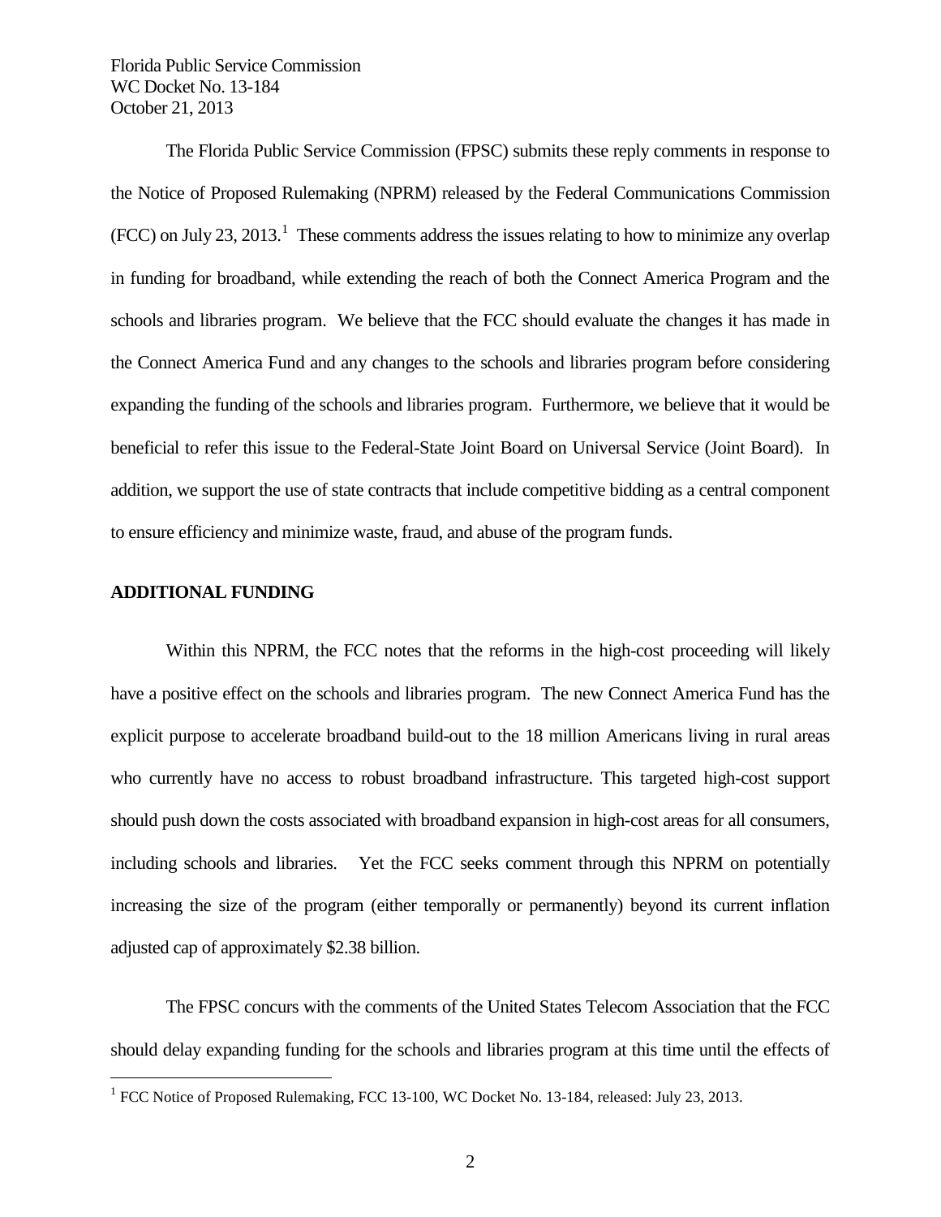The Florida Public Service Commission (FPSC) submits these reply comments in response to the Notice of Proposed Rulemaking (NPRM) released by the Federal Communications Commission (FCC) on July 23, 2013.[1] These comments address the issues relating to how to minimize any overlap in funding for broadband, while extending the reach of both the Connect America Program and the schools and libraries program. We believe that the FCC should evaluate the changes it has made in the Connect America Fund and any changes to the schools and libraries program before considering expanding the funding of the schools and libraries program. Furthermore, we believe that it would be beneficial to refer this issue to the Federal-State Joint Board on Universal Service (Joint Board). In addition, we support the use of state contracts that include competitive bidding as a central component to ensure efficiency and minimize waste, fraud, and abuse of the program funds.

## ADDITIONAL FUNDING

Within this NPRM, the FCC notes that the reforms in the high-cost proceeding will likely have a positive effect on the schools and libraries program. The new Connect America Fund has the explicit purpose to accelerate broadband build-out to the 18 million Americans living in rural areas who currently have no access to robust broadband infrastructure. This targeted high-cost support should push down the costs associated with broadband expansion in high-cost areas for all consumers, including schools and libraries. Yet the FCC seeks comment through this NPRM on potentially increasing the size of the program (either temporally or permanently) beyond its current inflation adjusted cap of approximately $2.38 billion.

The FPSC concurs with the comments of the United States Telecom Association that the FCC should delay expanding funding for the schools and libraries program at this time until the effects of

[1] FCC Notice of Proposed Rulemaking, FCC 13-100, WC Docket No. 13-184, released: July 23, 2013.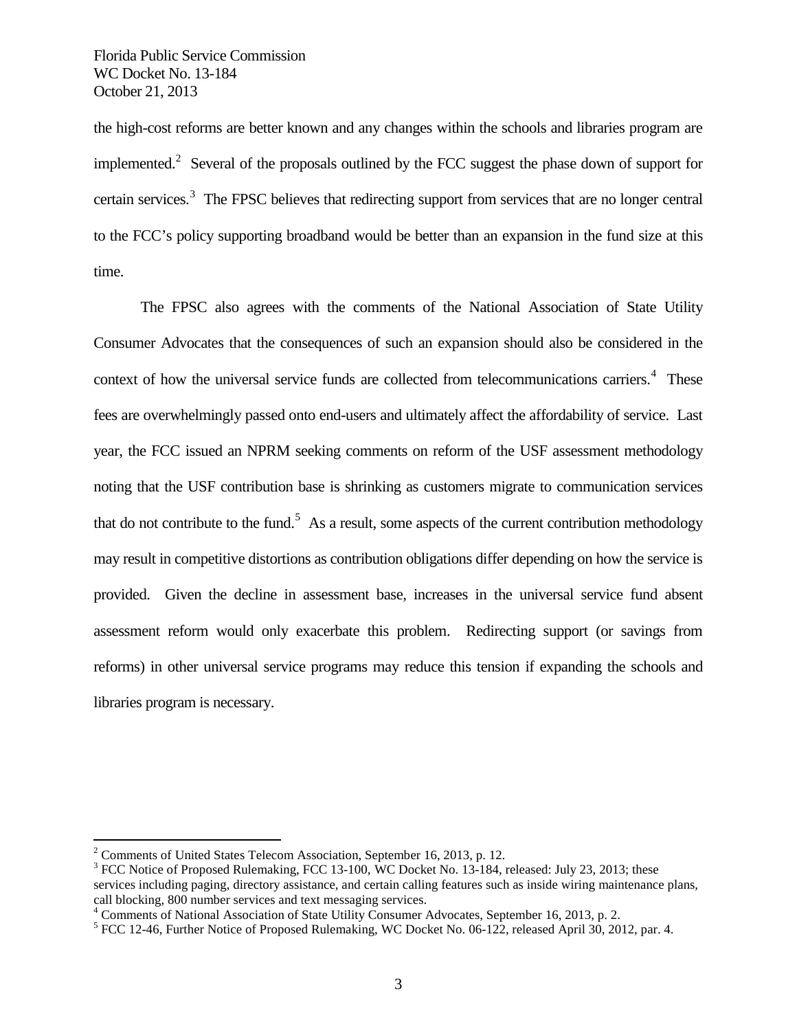the high-cost reforms are better known and any changes within the schools and libraries program are implemented.[2] Several of the proposals outlined by the FCC suggest the phase down of support for certain services.[3] The FPSC believes that redirecting support from services that are no longer central to the FCC's policy supporting broadband would be better than an expansion in the fund size at this time.

The FPSC also agrees with the comments of the National Association of State Utility Consumer Advocates that the consequences of such an expansion should also be considered in the context of how the universal service funds are collected from telecommunications carriers.[4] These fees are overwhelmingly passed onto end-users and ultimately affect the affordability of service. Last year, the FCC issued an NPRM seeking comments on reform of the USF assessment methodology noting that the USF contribution base is shrinking as customers migrate to communication services that do not contribute to the fund.[5] As a result, some aspects of the current contribution methodology may result in competitive distortions as contribution obligations differ depending on how the service is provided. Given the decline in assessment base, increases in the universal service fund absent assessment reform would only exacerbate this problem. Redirecting support (or savings from reforms) in other universal service programs may reduce this tension if expanding the schools and libraries program is necessary.

---

[2] Comments of United States Telecom Association, September 16, 2013, p. 12.

[3] FCC Notice of Proposed Rulemaking, FCC 13-100, WC Docket No. 13-184, released: July 23, 2013; these services including paging, directory assistance, and certain calling features such as inside wiring maintenance plans, call blocking, 800 number services and text messaging services.

[4] Comments of National Association of State Utility Consumer Advocates, September 16, 2013, p. 2.

[5] FCC 12-46, Further Notice of Proposed Rulemaking, WC Docket No. 06-122, released April 30, 2012, par. 4.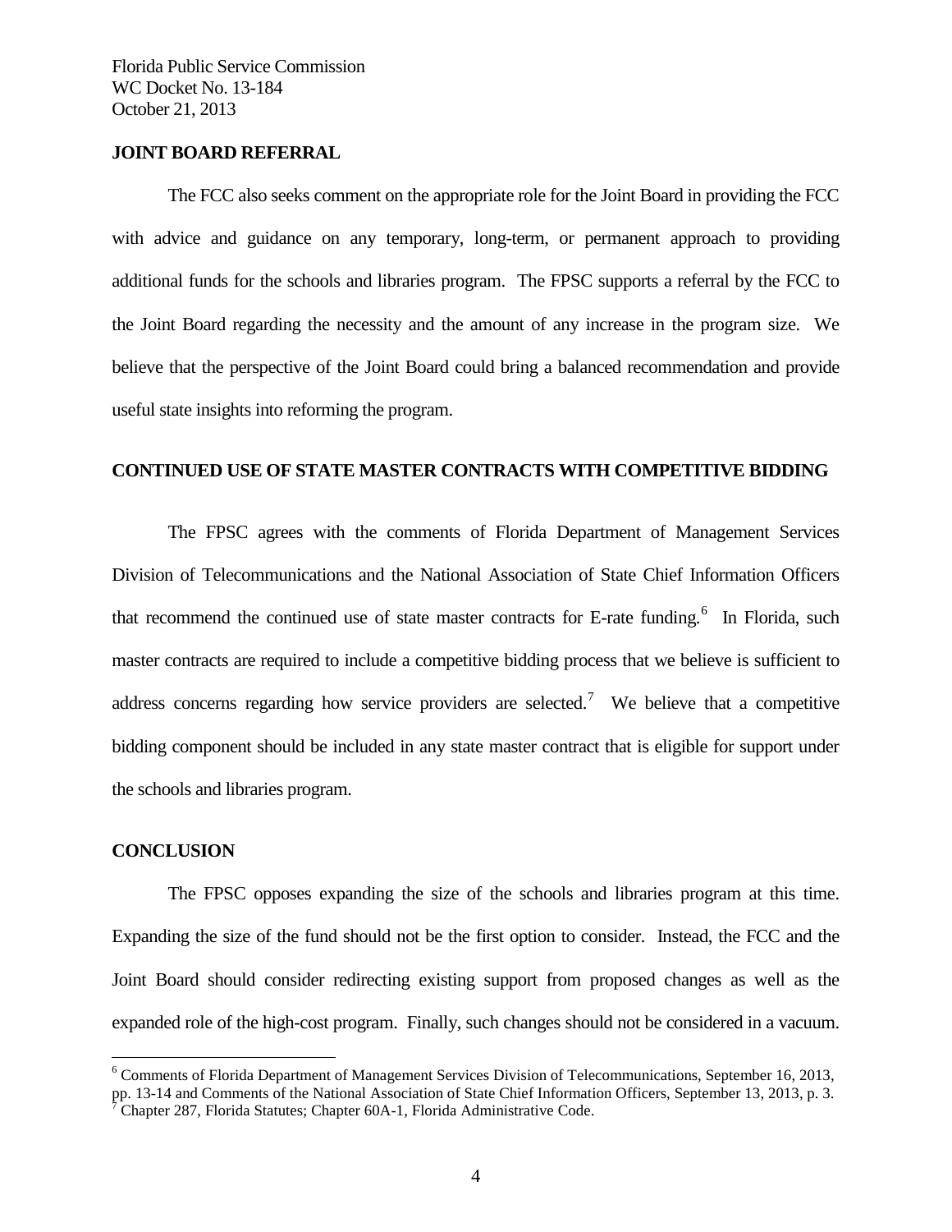## JOINT BOARD REFERRAL

The FCC also seeks comment on the appropriate role for the Joint Board in providing the FCC with advice and guidance on any temporary, long-term, or permanent approach to providing additional funds for the schools and libraries program. The FPSC supports a referral by the FCC to the Joint Board regarding the necessity and the amount of any increase in the program size. We believe that the perspective of the Joint Board could bring a balanced recommendation and provide useful state insights into reforming the program.

## CONTINUED USE OF STATE MASTER CONTRACTS WITH COMPETITIVE BIDDING

The FPSC agrees with the comments of Florida Department of Management Services Division of Telecommunications and the National Association of State Chief Information Officers that recommend the continued use of state master contracts for E-rate funding.[6] In Florida, such master contracts are required to include a competitive bidding process that we believe is sufficient to address concerns regarding how service providers are selected.[7] We believe that a competitive bidding component should be included in any state master contract that is eligible for support under the schools and libraries program.

## CONCLUSION

The FPSC opposes expanding the size of the schools and libraries program at this time. Expanding the size of the fund should not be the first option to consider. Instead, the FCC and the Joint Board should consider redirecting existing support from proposed changes as well as the expanded role of the high-cost program. Finally, such changes should not be considered in a vacuum.

---

[6] Comments of Florida Department of Management Services Division of Telecommunications, September 16, 2013, pp. 13-14 and Comments of the National Association of State Chief Information Officers, September 13, 2013, p. 3.

[7] Chapter 287, Florida Statutes; Chapter 60A-1, Florida Administrative Code.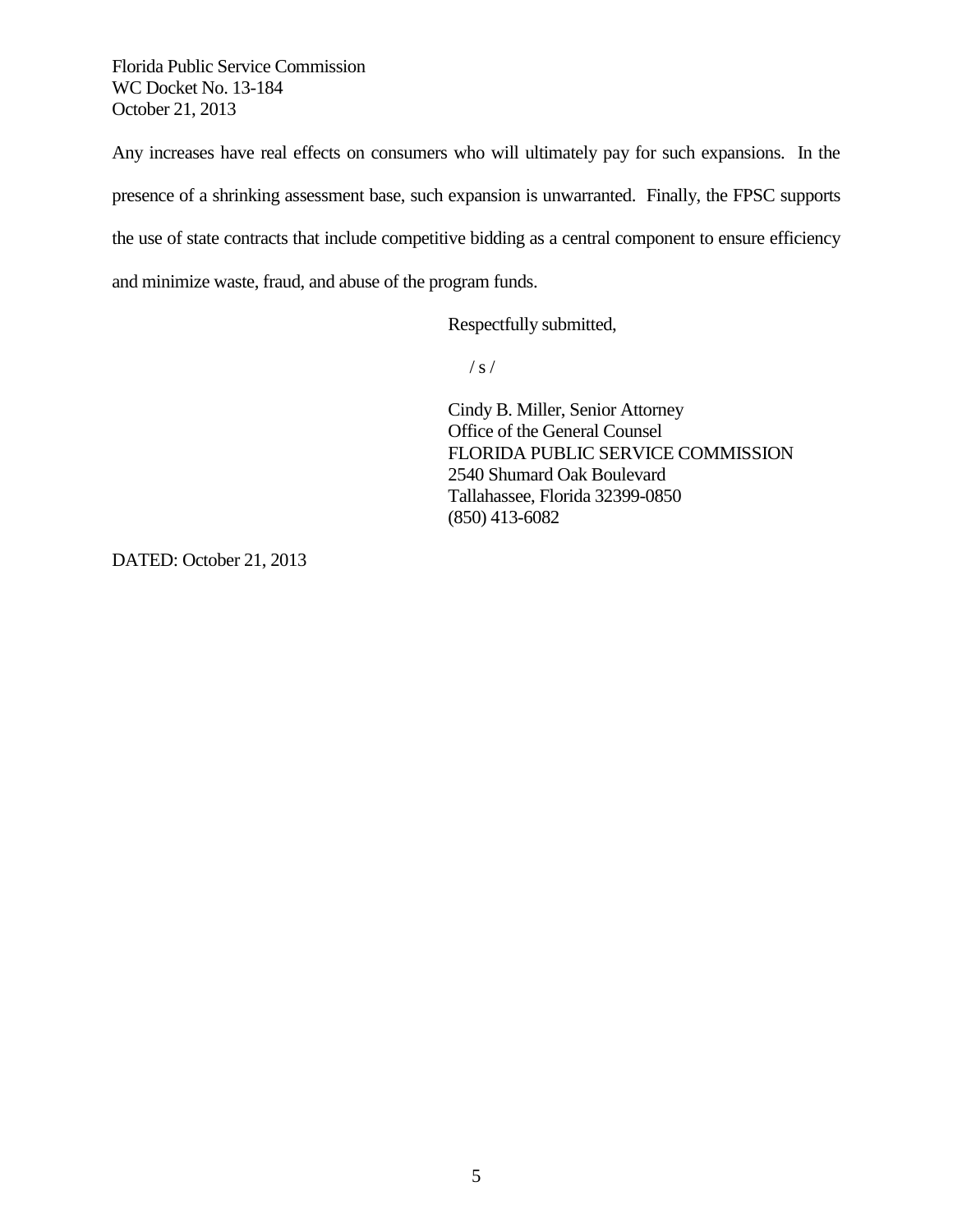Any increases have real effects on consumers who will ultimately pay for such expansions. In the presence of a shrinking assessment base, such expansion is unwarranted. Finally, the FPSC supports the use of state contracts that include competitive bidding as a central component to ensure efficiency and minimize waste, fraud, and abuse of the program funds.

Respectfully submitted,

/ s /

Cindy B. Miller, Senior Attorney
Office of the General Counsel
FLORIDA PUBLIC SERVICE COMMISSION
2540 Shumard Oak Boulevard
Tallahassee, Florida 32399-0850
(850) 413-6082

DATED: October 21, 2013